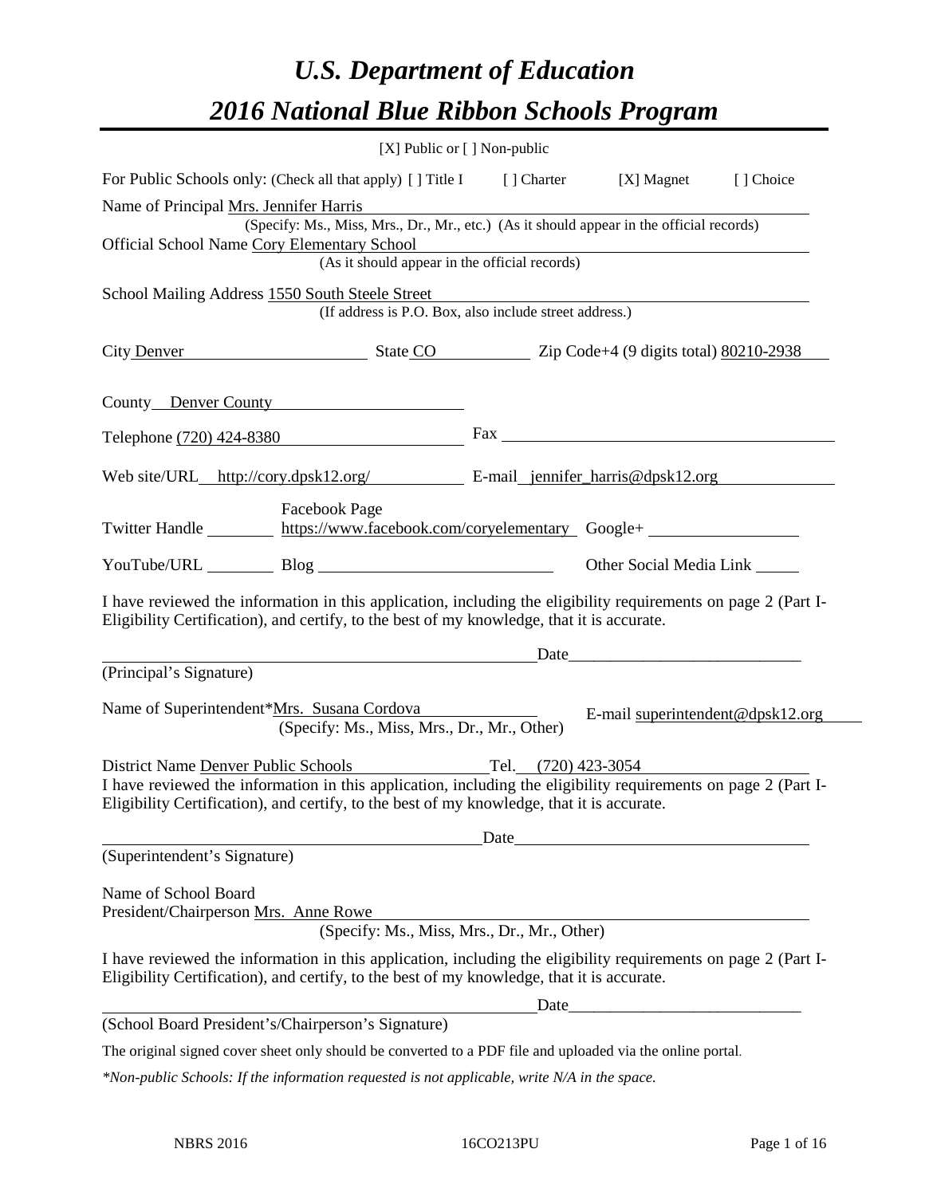# *U.S. Department of Education*

# *2016 National Blue Ribbon Schools Program*

[X] Public or [ ] Non-public

For Public Schools only: (Check all that apply) [ ] Title I [ ] Charter [X] Magnet [ ] Choice

Name of Principal Mrs. Jennifer Harris

(Specify: Ms., Miss, Mrs., Dr., Mr., etc.) (As it should appear in the official records)

Official School Name Cory Elementary School

(As it should appear in the official records)

School Mailing Address 1550 South Steele Street

(If address is P.O. Box, also include street address.)

City Denver State CO Zip Code+4 (9 digits total) 80210-2938

County Denver County

Telephone (720) 424-8380 Fax

Web site/URL http://cory.dpsk12.org/ E-mail jennifer_harris@dpsk12.org

Twitter Handle Facebook Page https://www.facebook.com/coryelementary Google+

YouTube/URL Blog Other Social Media Link

I have reviewed the information in this application, including the eligibility requirements on page 2 (Part I-Eligibility Certification), and certify, to the best of my knowledge, that it is accurate.

Date_____________________________

(Principal's Signature)

Name of Superintendent*Mrs. Susana Cordova E-mail superintendent@dpsk12.org

(Specify: Ms., Miss, Mrs., Dr., Mr., Other)

District Name Denver Public Schools Tel. (720) 423-3054

I have reviewed the information in this application, including the eligibility requirements on page 2 (Part I-Eligibility Certification), and certify, to the best of my knowledge, that it is accurate.

Date

(Superintendent's Signature)

Name of School Board President/Chairperson Mrs. Anne Rowe

(Specify: Ms., Miss, Mrs., Dr., Mr., Other)

I have reviewed the information in this application, including the eligibility requirements on page 2 (Part I-Eligibility Certification), and certify, to the best of my knowledge, that it is accurate.

Date_____________________________

(School Board President's/Chairperson's Signature)

The original signed cover sheet only should be converted to a PDF file and uploaded via the online portal.

*\*Non-public Schools: If the information requested is not applicable, write N/A in the space.*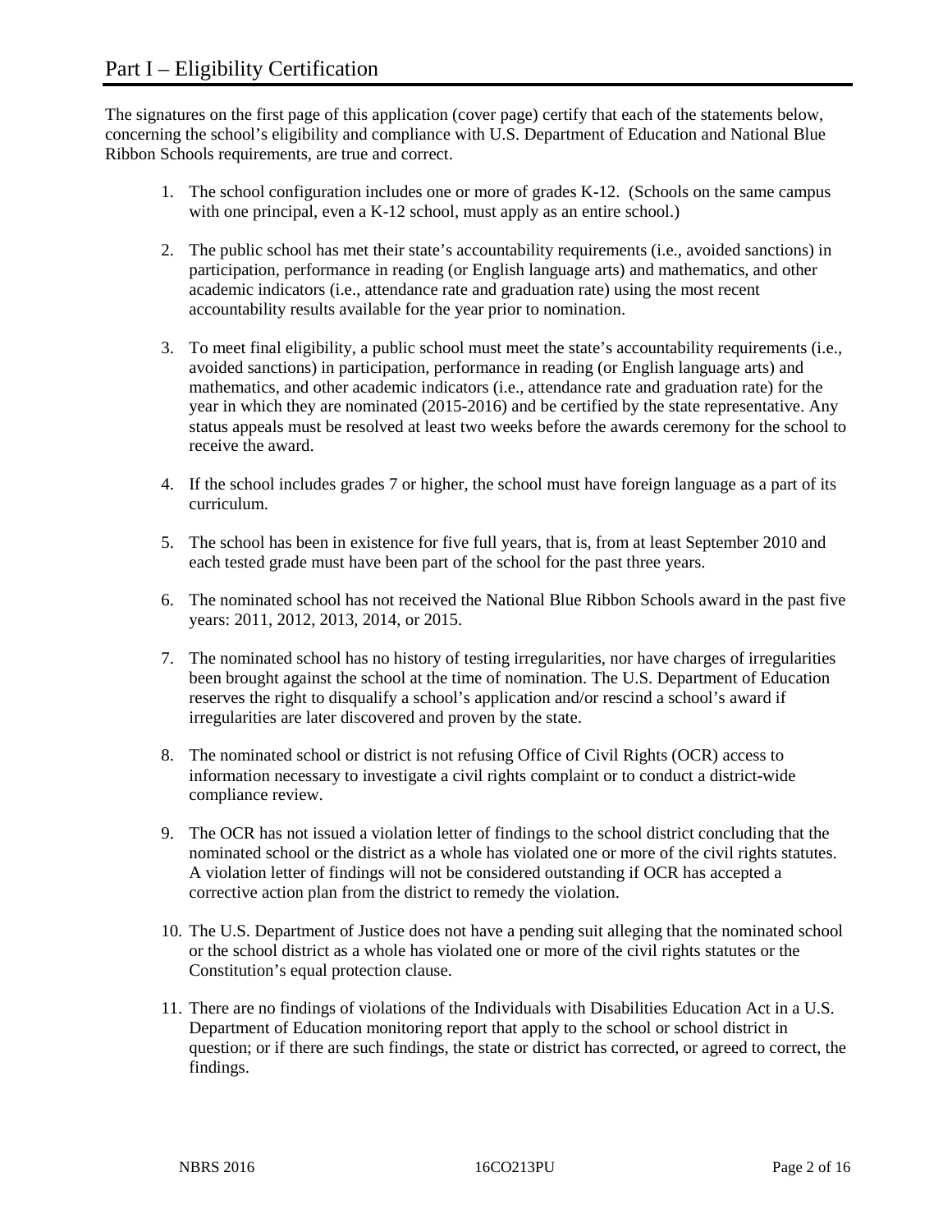# Part I – Eligibility Certification

The signatures on the first page of this application (cover page) certify that each of the statements below, concerning the school's eligibility and compliance with U.S. Department of Education and National Blue Ribbon Schools requirements, are true and correct.

1. The school configuration includes one or more of grades K-12. (Schools on the same campus with one principal, even a K-12 school, must apply as an entire school.)

2. The public school has met their state's accountability requirements (i.e., avoided sanctions) in participation, performance in reading (or English language arts) and mathematics, and other academic indicators (i.e., attendance rate and graduation rate) using the most recent accountability results available for the year prior to nomination.

3. To meet final eligibility, a public school must meet the state's accountability requirements (i.e., avoided sanctions) in participation, performance in reading (or English language arts) and mathematics, and other academic indicators (i.e., attendance rate and graduation rate) for the year in which they are nominated (2015-2016) and be certified by the state representative. Any status appeals must be resolved at least two weeks before the awards ceremony for the school to receive the award.

4. If the school includes grades 7 or higher, the school must have foreign language as a part of its curriculum.

5. The school has been in existence for five full years, that is, from at least September 2010 and each tested grade must have been part of the school for the past three years.

6. The nominated school has not received the National Blue Ribbon Schools award in the past five years: 2011, 2012, 2013, 2014, or 2015.

7. The nominated school has no history of testing irregularities, nor have charges of irregularities been brought against the school at the time of nomination. The U.S. Department of Education reserves the right to disqualify a school's application and/or rescind a school's award if irregularities are later discovered and proven by the state.

8. The nominated school or district is not refusing Office of Civil Rights (OCR) access to information necessary to investigate a civil rights complaint or to conduct a district-wide compliance review.

9. The OCR has not issued a violation letter of findings to the school district concluding that the nominated school or the district as a whole has violated one or more of the civil rights statutes. A violation letter of findings will not be considered outstanding if OCR has accepted a corrective action plan from the district to remedy the violation.

10. The U.S. Department of Justice does not have a pending suit alleging that the nominated school or the school district as a whole has violated one or more of the civil rights statutes or the Constitution's equal protection clause.

11. There are no findings of violations of the Individuals with Disabilities Education Act in a U.S. Department of Education monitoring report that apply to the school or school district in question; or if there are such findings, the state or district has corrected, or agreed to correct, the findings.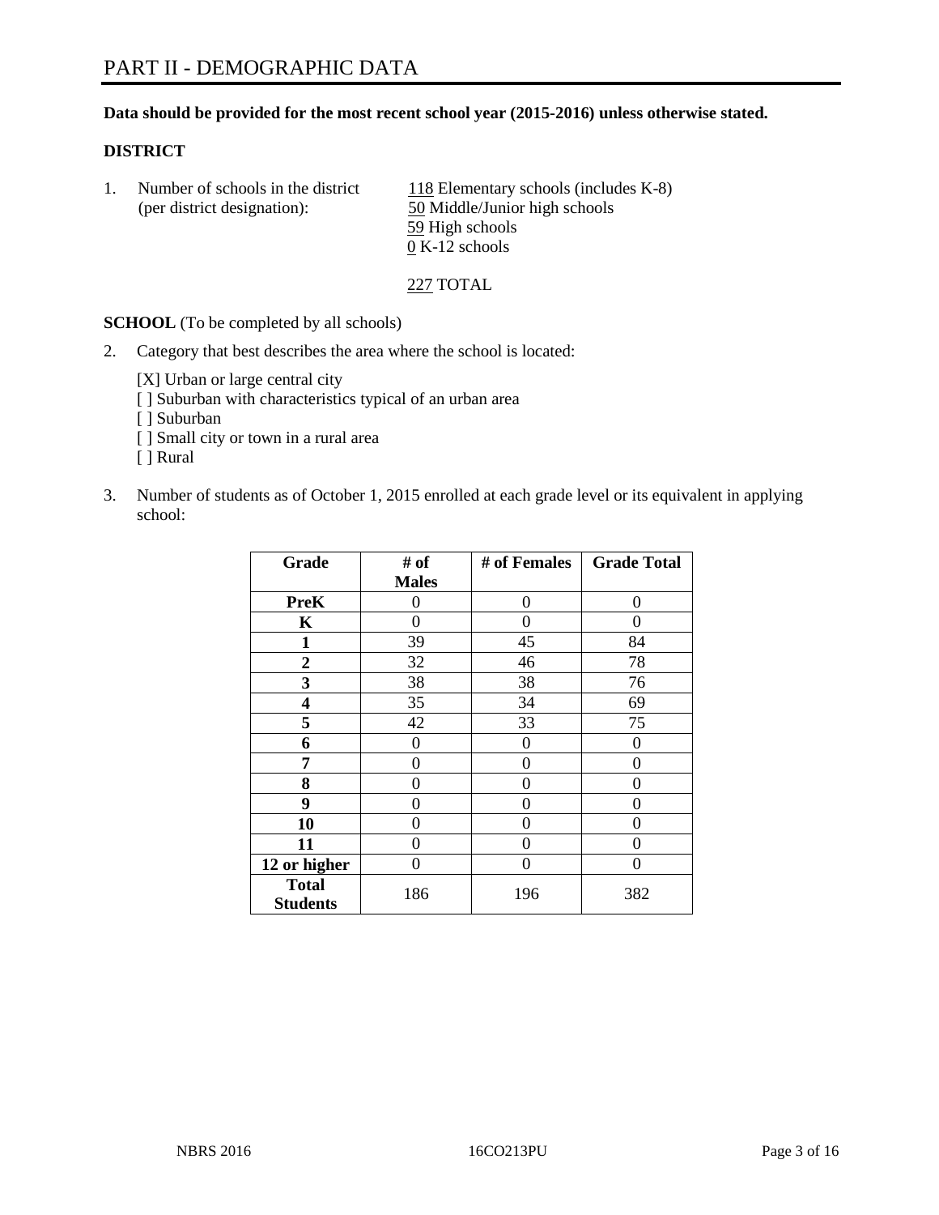# PART II - DEMOGRAPHIC DATA

**Data should be provided for the most recent school year (2015-2016) unless otherwise stated.**

### DISTRICT

1. Number of schools in the district (per district designation):
   - 118 Elementary schools (includes K-8)
   - 50 Middle/Junior high schools
   - 59 High schools
   - 0 K-12 schools

   227 TOTAL

**SCHOOL** (To be completed by all schools)

2. Category that best describes the area where the school is located:

   [X] Urban or large central city
   [ ] Suburban with characteristics typical of an urban area
   [ ] Suburban
   [ ] Small city or town in a rural area
   [ ] Rural

3. Number of students as of October 1, 2015 enrolled at each grade level or its equivalent in applying school:

| Grade | # of Males | # of Females | Grade Total |
|---|---|---|---|
| **PreK** | 0 | 0 | 0 |
| **K** | 0 | 0 | 0 |
| **1** | 39 | 45 | 84 |
| **2** | 32 | 46 | 78 |
| **3** | 38 | 38 | 76 |
| **4** | 35 | 34 | 69 |
| **5** | 42 | 33 | 75 |
| **6** | 0 | 0 | 0 |
| **7** | 0 | 0 | 0 |
| **8** | 0 | 0 | 0 |
| **9** | 0 | 0 | 0 |
| **10** | 0 | 0 | 0 |
| **11** | 0 | 0 | 0 |
| **12 or higher** | 0 | 0 | 0 |
| **Total Students** | 186 | 196 | 382 |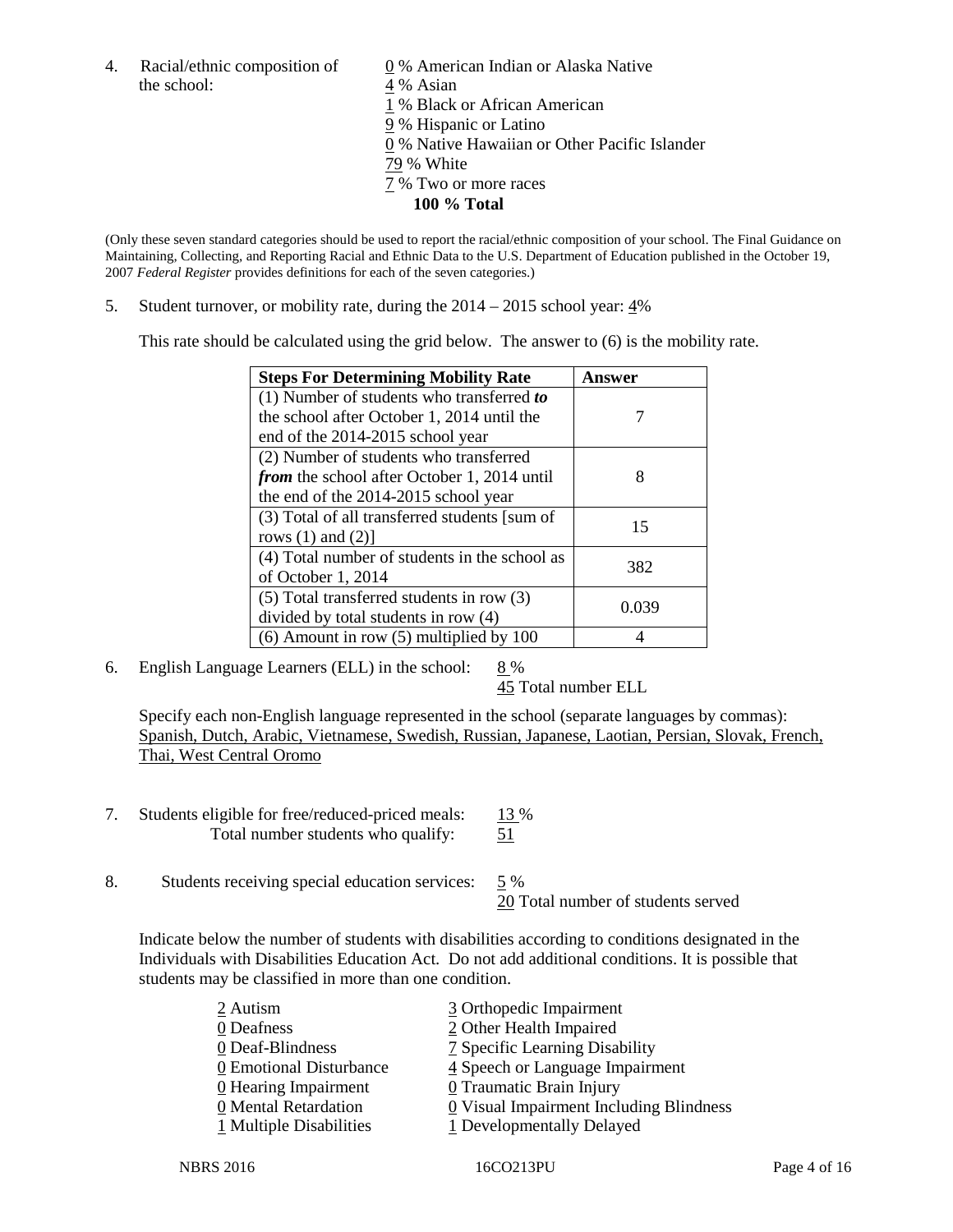4. Racial/ethnic composition of the school:

0 % American Indian or Alaska Native
4 % Asian
1 % Black or African American
9 % Hispanic or Latino
0 % Native Hawaiian or Other Pacific Islander
79 % White
7 % Two or more races
**100 % Total**

(Only these seven standard categories should be used to report the racial/ethnic composition of your school. The Final Guidance on Maintaining, Collecting, and Reporting Racial and Ethnic Data to the U.S. Department of Education published in the October 19, 2007 *Federal Register* provides definitions for each of the seven categories.)

5. Student turnover, or mobility rate, during the 2014 – 2015 school year: 4%

This rate should be calculated using the grid below. The answer to (6) is the mobility rate.

| **Steps For Determining Mobility Rate** | **Answer** |
|---|---|
| (1) Number of students who transferred ***to*** the school after October 1, 2014 until the end of the 2014-2015 school year | 7 |
| (2) Number of students who transferred ***from*** the school after October 1, 2014 until the end of the 2014-2015 school year | 8 |
| (3) Total of all transferred students [sum of rows (1) and (2)] | 15 |
| (4) Total number of students in the school as of October 1, 2014 | 382 |
| (5) Total transferred students in row (3) divided by total students in row (4) | 0.039 |
| (6) Amount in row (5) multiplied by 100 | 4 |

6. English Language Learners (ELL) in the school: 8 %
45 Total number ELL

Specify each non-English language represented in the school (separate languages by commas):
Spanish, Dutch, Arabic, Vietnamese, Swedish, Russian, Japanese, Laotian, Persian, Slovak, French, Thai, West Central Oromo

7. Students eligible for free/reduced-priced meals: 13 %
Total number students who qualify: 51

8. Students receiving special education services: 5 %
20 Total number of students served

Indicate below the number of students with disabilities according to conditions designated in the Individuals with Disabilities Education Act. Do not add additional conditions. It is possible that students may be classified in more than one condition.

2 Autism
0 Deafness
0 Deaf-Blindness
0 Emotional Disturbance
0 Hearing Impairment
0 Mental Retardation
1 Multiple Disabilities
3 Orthopedic Impairment
2 Other Health Impaired
7 Specific Learning Disability
4 Speech or Language Impairment
0 Traumatic Brain Injury
0 Visual Impairment Including Blindness
1 Developmentally Delayed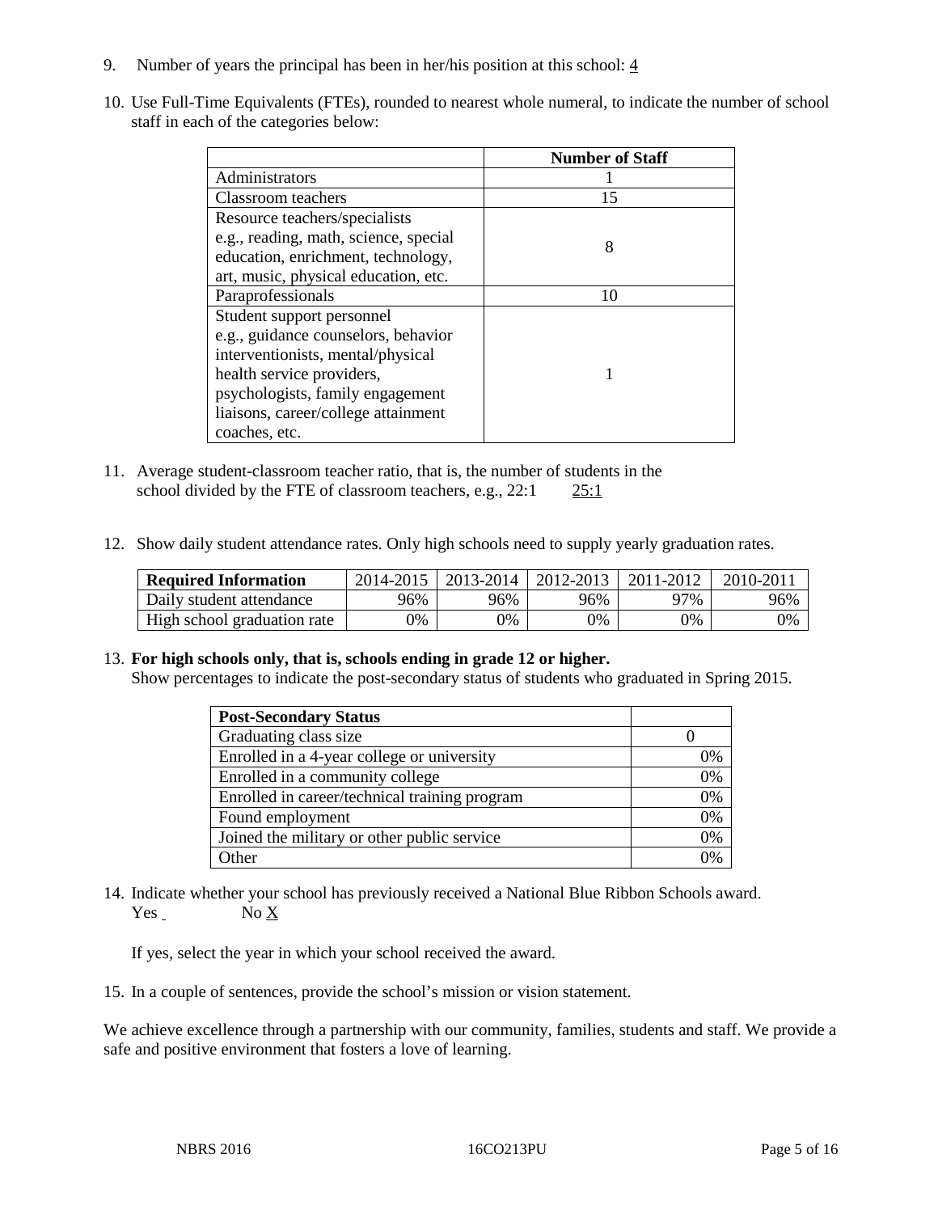9. Number of years the principal has been in her/his position at this school: 4

10. Use Full-Time Equivalents (FTEs), rounded to nearest whole numeral, to indicate the number of school staff in each of the categories below:

| | Number of Staff |
|---|---|
| Administrators | 1 |
| Classroom teachers | 15 |
| Resource teachers/specialists e.g., reading, math, science, special education, enrichment, technology, art, music, physical education, etc. | 8 |
| Paraprofessionals | 10 |
| Student support personnel e.g., guidance counselors, behavior interventionists, mental/physical health service providers, psychologists, family engagement liaisons, career/college attainment coaches, etc. | 1 |

11. Average student-classroom teacher ratio, that is, the number of students in the school divided by the FTE of classroom teachers, e.g., 22:1 25:1

12. Show daily student attendance rates. Only high schools need to supply yearly graduation rates.

| Required Information | 2014-2015 | 2013-2014 | 2012-2013 | 2011-2012 | 2010-2011 |
|---|---|---|---|---|---|
| Daily student attendance | 96% | 96% | 96% | 97% | 96% |
| High school graduation rate | 0% | 0% | 0% | 0% | 0% |

13. **For high schools only, that is, schools ending in grade 12 or higher.**
Show percentages to indicate the post-secondary status of students who graduated in Spring 2015.

| Post-Secondary Status | |
|---|---|
| Graduating class size | 0 |
| Enrolled in a 4-year college or university | 0% |
| Enrolled in a community college | 0% |
| Enrolled in career/technical training program | 0% |
| Found employment | 0% |
| Joined the military or other public service | 0% |
| Other | 0% |

14. Indicate whether your school has previously received a National Blue Ribbon Schools award.
Yes No X

If yes, select the year in which your school received the award.

15. In a couple of sentences, provide the school's mission or vision statement.

We achieve excellence through a partnership with our community, families, students and staff. We provide a safe and positive environment that fosters a love of learning.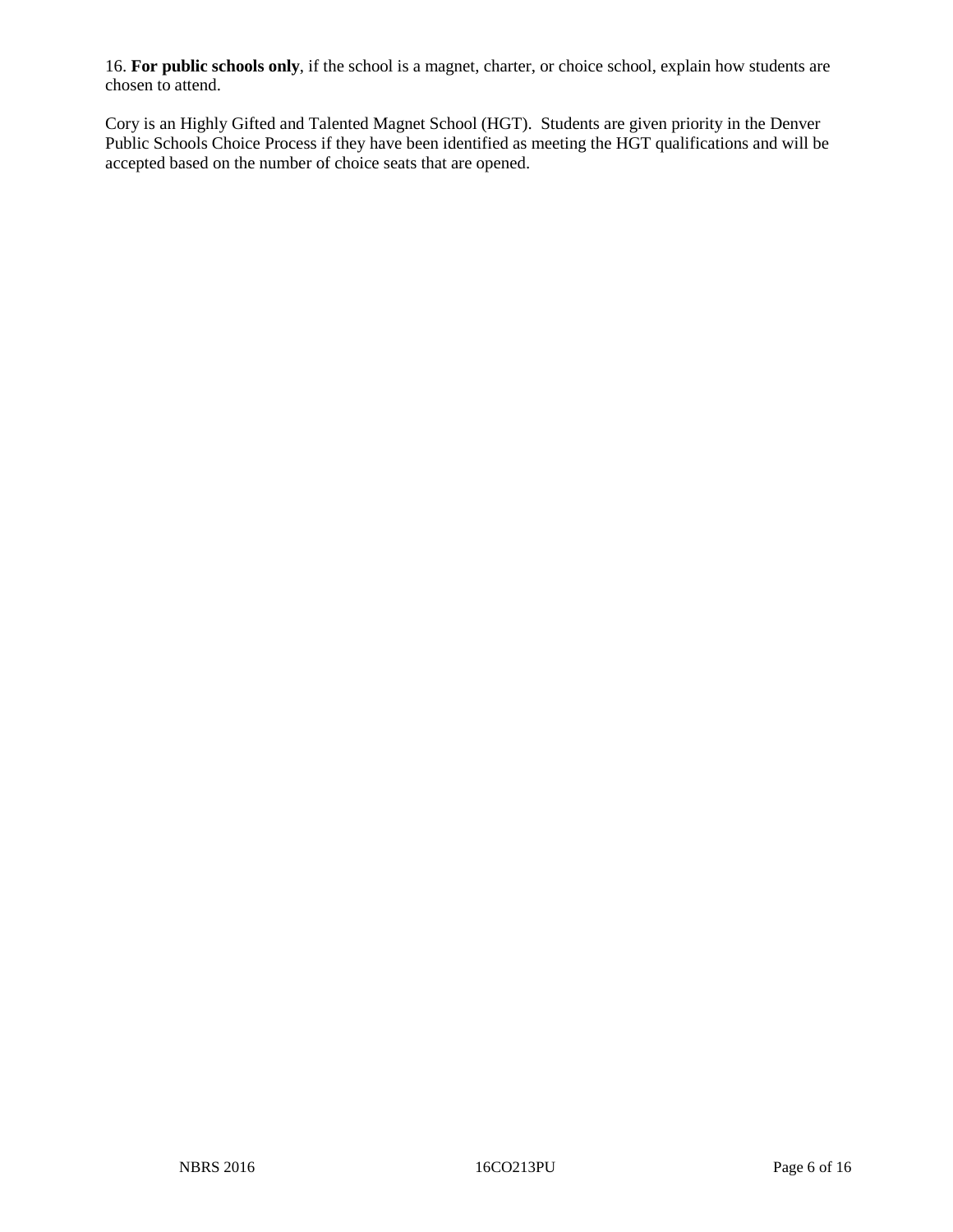16. **For public schools only**, if the school is a magnet, charter, or choice school, explain how students are chosen to attend.

Cory is an Highly Gifted and Talented Magnet School (HGT). Students are given priority in the Denver Public Schools Choice Process if they have been identified as meeting the HGT qualifications and will be accepted based on the number of choice seats that are opened.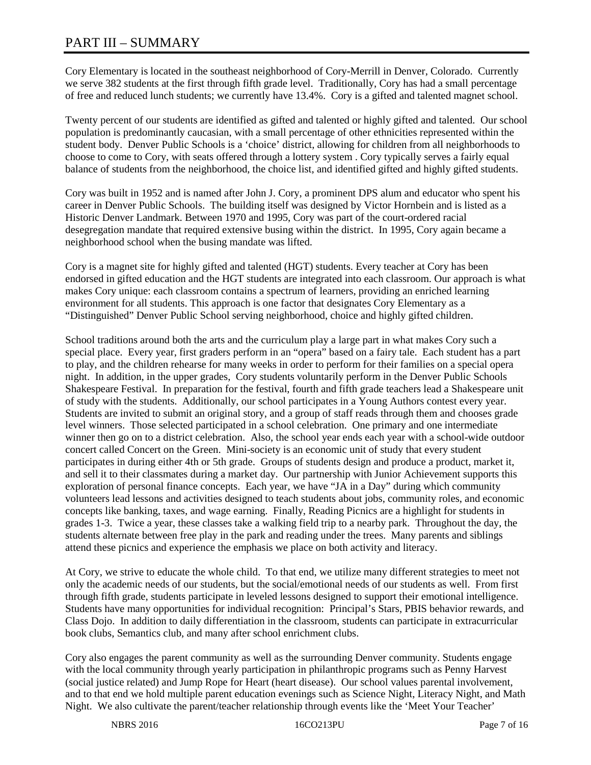# PART III – SUMMARY

Cory Elementary is located in the southeast neighborhood of Cory-Merrill in Denver, Colorado. Currently we serve 382 students at the first through fifth grade level. Traditionally, Cory has had a small percentage of free and reduced lunch students; we currently have 13.4%. Cory is a gifted and talented magnet school.

Twenty percent of our students are identified as gifted and talented or highly gifted and talented. Our school population is predominantly caucasian, with a small percentage of other ethnicities represented within the student body. Denver Public Schools is a 'choice' district, allowing for children from all neighborhoods to choose to come to Cory, with seats offered through a lottery system . Cory typically serves a fairly equal balance of students from the neighborhood, the choice list, and identified gifted and highly gifted students.

Cory was built in 1952 and is named after John J. Cory, a prominent DPS alum and educator who spent his career in Denver Public Schools. The building itself was designed by Victor Hornbein and is listed as a Historic Denver Landmark. Between 1970 and 1995, Cory was part of the court-ordered racial desegregation mandate that required extensive busing within the district. In 1995, Cory again became a neighborhood school when the busing mandate was lifted.

Cory is a magnet site for highly gifted and talented (HGT) students. Every teacher at Cory has been endorsed in gifted education and the HGT students are integrated into each classroom. Our approach is what makes Cory unique: each classroom contains a spectrum of learners, providing an enriched learning environment for all students. This approach is one factor that designates Cory Elementary as a "Distinguished" Denver Public School serving neighborhood, choice and highly gifted children.

School traditions around both the arts and the curriculum play a large part in what makes Cory such a special place. Every year, first graders perform in an "opera" based on a fairy tale. Each student has a part to play, and the children rehearse for many weeks in order to perform for their families on a special opera night. In addition, in the upper grades, Cory students voluntarily perform in the Denver Public Schools Shakespeare Festival. In preparation for the festival, fourth and fifth grade teachers lead a Shakespeare unit of study with the students. Additionally, our school participates in a Young Authors contest every year. Students are invited to submit an original story, and a group of staff reads through them and chooses grade level winners. Those selected participated in a school celebration. One primary and one intermediate winner then go on to a district celebration. Also, the school year ends each year with a school-wide outdoor concert called Concert on the Green. Mini-society is an economic unit of study that every student participates in during either 4th or 5th grade. Groups of students design and produce a product, market it, and sell it to their classmates during a market day. Our partnership with Junior Achievement supports this exploration of personal finance concepts. Each year, we have "JA in a Day" during which community volunteers lead lessons and activities designed to teach students about jobs, community roles, and economic concepts like banking, taxes, and wage earning. Finally, Reading Picnics are a highlight for students in grades 1-3. Twice a year, these classes take a walking field trip to a nearby park. Throughout the day, the students alternate between free play in the park and reading under the trees. Many parents and siblings attend these picnics and experience the emphasis we place on both activity and literacy.

At Cory, we strive to educate the whole child. To that end, we utilize many different strategies to meet not only the academic needs of our students, but the social/emotional needs of our students as well. From first through fifth grade, students participate in leveled lessons designed to support their emotional intelligence. Students have many opportunities for individual recognition: Principal's Stars, PBIS behavior rewards, and Class Dojo. In addition to daily differentiation in the classroom, students can participate in extracurricular book clubs, Semantics club, and many after school enrichment clubs.

Cory also engages the parent community as well as the surrounding Denver community. Students engage with the local community through yearly participation in philanthropic programs such as Penny Harvest (social justice related) and Jump Rope for Heart (heart disease). Our school values parental involvement, and to that end we hold multiple parent education evenings such as Science Night, Literacy Night, and Math Night. We also cultivate the parent/teacher relationship through events like the 'Meet Your Teacher'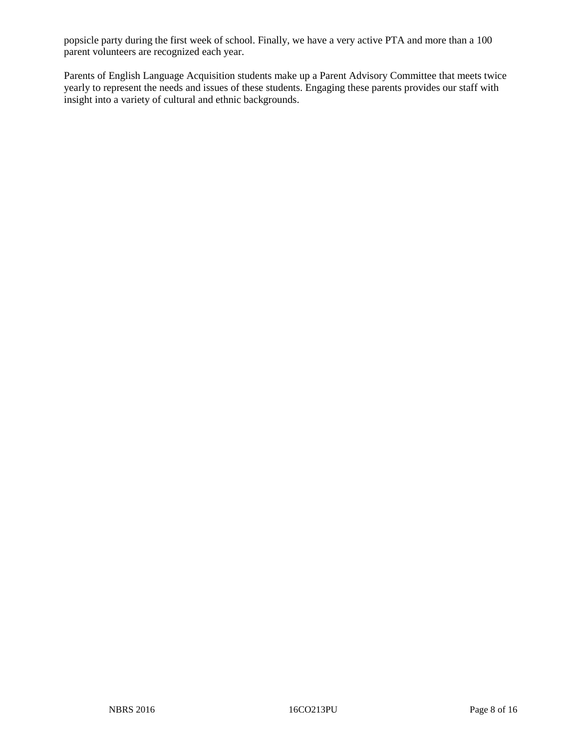popsicle party during the first week of school. Finally, we have a very active PTA and more than a 100 parent volunteers are recognized each year.

Parents of English Language Acquisition students make up a Parent Advisory Committee that meets twice yearly to represent the needs and issues of these students. Engaging these parents provides our staff with insight into a variety of cultural and ethnic backgrounds.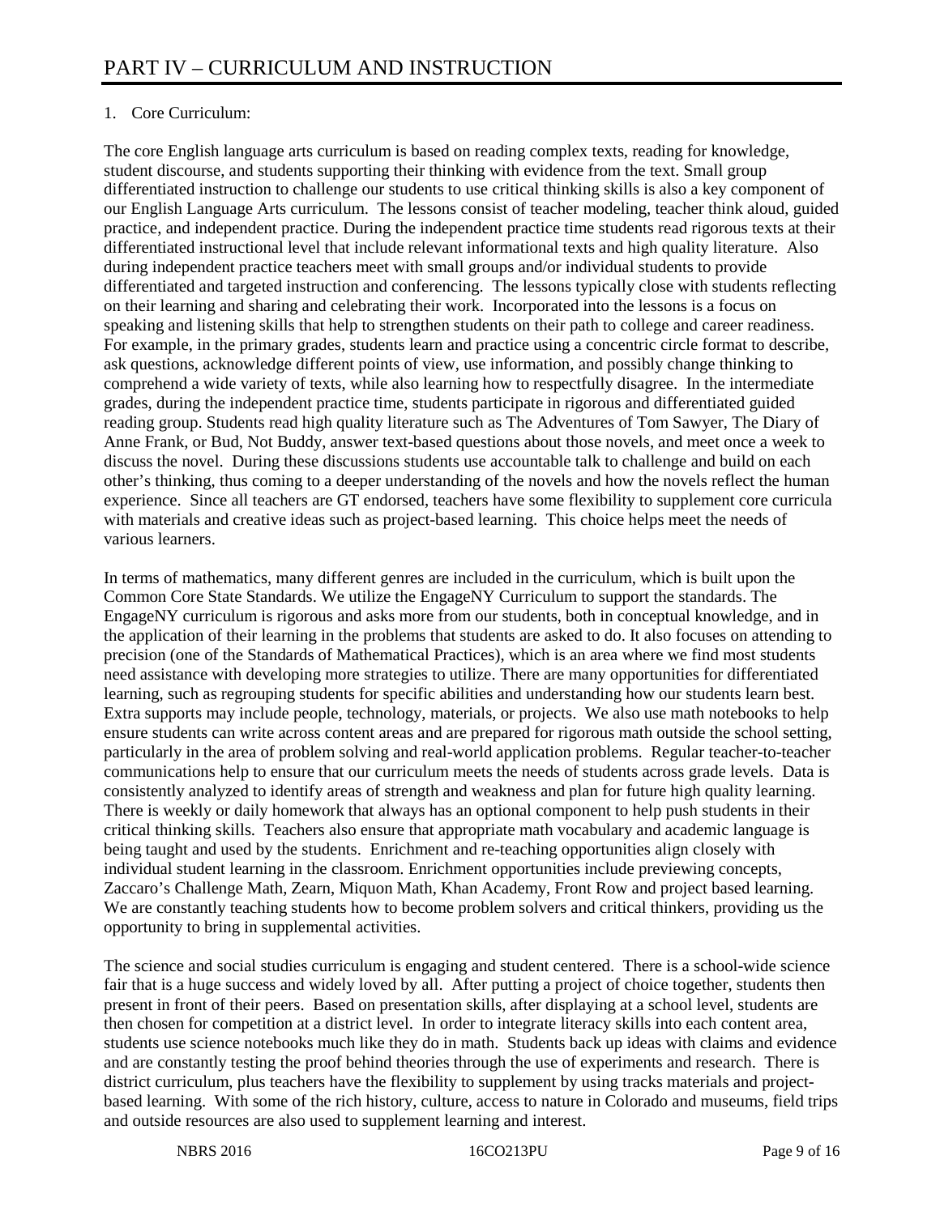# PART IV – CURRICULUM AND INSTRUCTION

1. Core Curriculum:

The core English language arts curriculum is based on reading complex texts, reading for knowledge, student discourse, and students supporting their thinking with evidence from the text. Small group differentiated instruction to challenge our students to use critical thinking skills is also a key component of our English Language Arts curriculum. The lessons consist of teacher modeling, teacher think aloud, guided practice, and independent practice. During the independent practice time students read rigorous texts at their differentiated instructional level that include relevant informational texts and high quality literature. Also during independent practice teachers meet with small groups and/or individual students to provide differentiated and targeted instruction and conferencing. The lessons typically close with students reflecting on their learning and sharing and celebrating their work. Incorporated into the lessons is a focus on speaking and listening skills that help to strengthen students on their path to college and career readiness. For example, in the primary grades, students learn and practice using a concentric circle format to describe, ask questions, acknowledge different points of view, use information, and possibly change thinking to comprehend a wide variety of texts, while also learning how to respectfully disagree. In the intermediate grades, during the independent practice time, students participate in rigorous and differentiated guided reading group. Students read high quality literature such as The Adventures of Tom Sawyer, The Diary of Anne Frank, or Bud, Not Buddy, answer text-based questions about those novels, and meet once a week to discuss the novel. During these discussions students use accountable talk to challenge and build on each other's thinking, thus coming to a deeper understanding of the novels and how the novels reflect the human experience. Since all teachers are GT endorsed, teachers have some flexibility to supplement core curricula with materials and creative ideas such as project-based learning. This choice helps meet the needs of various learners.

In terms of mathematics, many different genres are included in the curriculum, which is built upon the Common Core State Standards. We utilize the EngageNY Curriculum to support the standards. The EngageNY curriculum is rigorous and asks more from our students, both in conceptual knowledge, and in the application of their learning in the problems that students are asked to do. It also focuses on attending to precision (one of the Standards of Mathematical Practices), which is an area where we find most students need assistance with developing more strategies to utilize. There are many opportunities for differentiated learning, such as regrouping students for specific abilities and understanding how our students learn best. Extra supports may include people, technology, materials, or projects. We also use math notebooks to help ensure students can write across content areas and are prepared for rigorous math outside the school setting, particularly in the area of problem solving and real-world application problems. Regular teacher-to-teacher communications help to ensure that our curriculum meets the needs of students across grade levels. Data is consistently analyzed to identify areas of strength and weakness and plan for future high quality learning. There is weekly or daily homework that always has an optional component to help push students in their critical thinking skills. Teachers also ensure that appropriate math vocabulary and academic language is being taught and used by the students. Enrichment and re-teaching opportunities align closely with individual student learning in the classroom. Enrichment opportunities include previewing concepts, Zaccaro's Challenge Math, Zearn, Miquon Math, Khan Academy, Front Row and project based learning. We are constantly teaching students how to become problem solvers and critical thinkers, providing us the opportunity to bring in supplemental activities.

The science and social studies curriculum is engaging and student centered. There is a school-wide science fair that is a huge success and widely loved by all. After putting a project of choice together, students then present in front of their peers. Based on presentation skills, after displaying at a school level, students are then chosen for competition at a district level. In order to integrate literacy skills into each content area, students use science notebooks much like they do in math. Students back up ideas with claims and evidence and are constantly testing the proof behind theories through the use of experiments and research. There is district curriculum, plus teachers have the flexibility to supplement by using tracks materials and project-based learning. With some of the rich history, culture, access to nature in Colorado and museums, field trips and outside resources are also used to supplement learning and interest.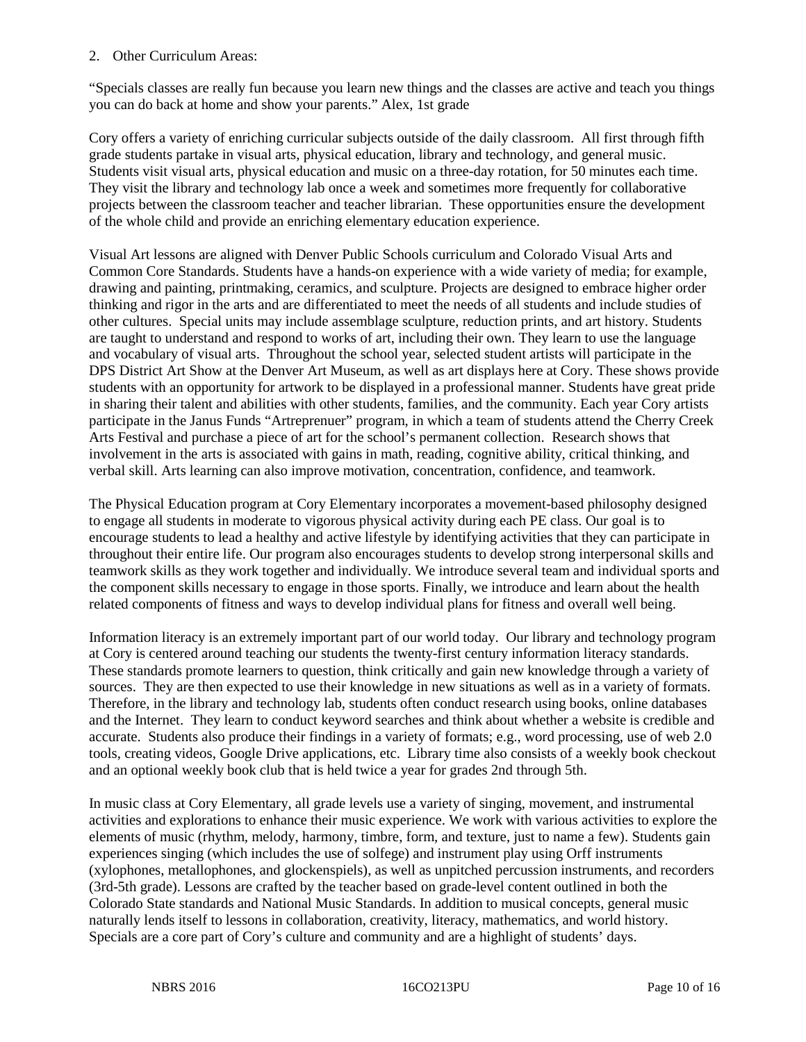2. Other Curriculum Areas:

"Specials classes are really fun because you learn new things and the classes are active and teach you things you can do back at home and show your parents." Alex, 1st grade

Cory offers a variety of enriching curricular subjects outside of the daily classroom. All first through fifth grade students partake in visual arts, physical education, library and technology, and general music. Students visit visual arts, physical education and music on a three-day rotation, for 50 minutes each time. They visit the library and technology lab once a week and sometimes more frequently for collaborative projects between the classroom teacher and teacher librarian. These opportunities ensure the development of the whole child and provide an enriching elementary education experience.

Visual Art lessons are aligned with Denver Public Schools curriculum and Colorado Visual Arts and Common Core Standards. Students have a hands-on experience with a wide variety of media; for example, drawing and painting, printmaking, ceramics, and sculpture. Projects are designed to embrace higher order thinking and rigor in the arts and are differentiated to meet the needs of all students and include studies of other cultures. Special units may include assemblage sculpture, reduction prints, and art history. Students are taught to understand and respond to works of art, including their own. They learn to use the language and vocabulary of visual arts. Throughout the school year, selected student artists will participate in the DPS District Art Show at the Denver Art Museum, as well as art displays here at Cory. These shows provide students with an opportunity for artwork to be displayed in a professional manner. Students have great pride in sharing their talent and abilities with other students, families, and the community. Each year Cory artists participate in the Janus Funds "Artreprenuer" program, in which a team of students attend the Cherry Creek Arts Festival and purchase a piece of art for the school's permanent collection. Research shows that involvement in the arts is associated with gains in math, reading, cognitive ability, critical thinking, and verbal skill. Arts learning can also improve motivation, concentration, confidence, and teamwork.

The Physical Education program at Cory Elementary incorporates a movement-based philosophy designed to engage all students in moderate to vigorous physical activity during each PE class. Our goal is to encourage students to lead a healthy and active lifestyle by identifying activities that they can participate in throughout their entire life. Our program also encourages students to develop strong interpersonal skills and teamwork skills as they work together and individually. We introduce several team and individual sports and the component skills necessary to engage in those sports. Finally, we introduce and learn about the health related components of fitness and ways to develop individual plans for fitness and overall well being.

Information literacy is an extremely important part of our world today. Our library and technology program at Cory is centered around teaching our students the twenty-first century information literacy standards. These standards promote learners to question, think critically and gain new knowledge through a variety of sources. They are then expected to use their knowledge in new situations as well as in a variety of formats. Therefore, in the library and technology lab, students often conduct research using books, online databases and the Internet. They learn to conduct keyword searches and think about whether a website is credible and accurate. Students also produce their findings in a variety of formats; e.g., word processing, use of web 2.0 tools, creating videos, Google Drive applications, etc. Library time also consists of a weekly book checkout and an optional weekly book club that is held twice a year for grades 2nd through 5th.

In music class at Cory Elementary, all grade levels use a variety of singing, movement, and instrumental activities and explorations to enhance their music experience. We work with various activities to explore the elements of music (rhythm, melody, harmony, timbre, form, and texture, just to name a few). Students gain experiences singing (which includes the use of solfege) and instrument play using Orff instruments (xylophones, metallophones, and glockenspiels), as well as unpitched percussion instruments, and recorders (3rd-5th grade). Lessons are crafted by the teacher based on grade-level content outlined in both the Colorado State standards and National Music Standards. In addition to musical concepts, general music naturally lends itself to lessons in collaboration, creativity, literacy, mathematics, and world history. Specials are a core part of Cory's culture and community and are a highlight of students' days.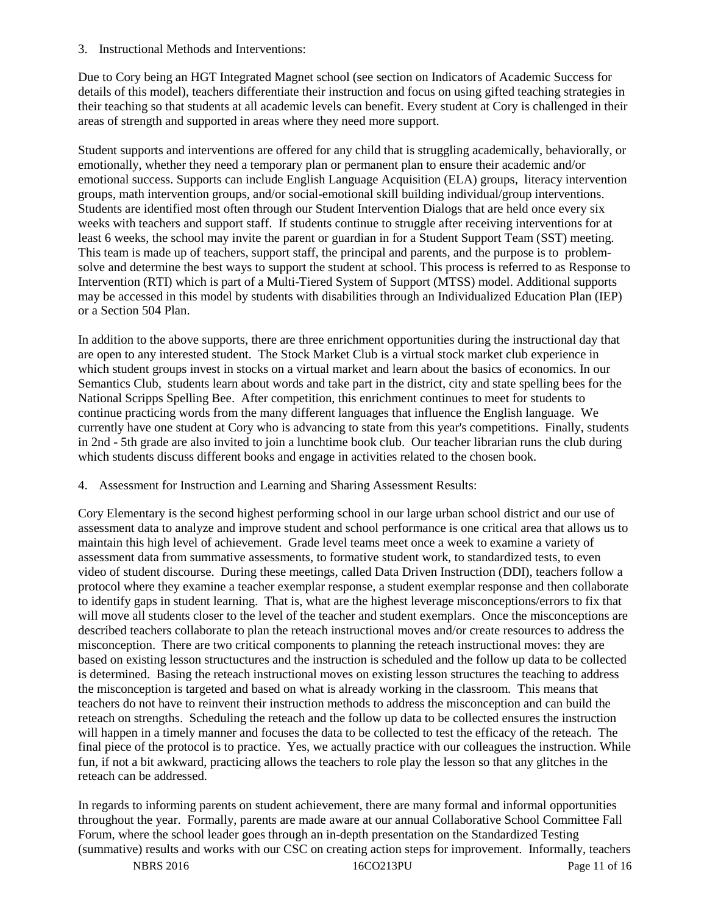3. Instructional Methods and Interventions:

Due to Cory being an HGT Integrated Magnet school (see section on Indicators of Academic Success for details of this model), teachers differentiate their instruction and focus on using gifted teaching strategies in their teaching so that students at all academic levels can benefit. Every student at Cory is challenged in their areas of strength and supported in areas where they need more support.

Student supports and interventions are offered for any child that is struggling academically, behaviorally, or emotionally, whether they need a temporary plan or permanent plan to ensure their academic and/or emotional success. Supports can include English Language Acquisition (ELA) groups, literacy intervention groups, math intervention groups, and/or social-emotional skill building individual/group interventions. Students are identified most often through our Student Intervention Dialogs that are held once every six weeks with teachers and support staff. If students continue to struggle after receiving interventions for at least 6 weeks, the school may invite the parent or guardian in for a Student Support Team (SST) meeting. This team is made up of teachers, support staff, the principal and parents, and the purpose is to problem-solve and determine the best ways to support the student at school. This process is referred to as Response to Intervention (RTI) which is part of a Multi-Tiered System of Support (MTSS) model. Additional supports may be accessed in this model by students with disabilities through an Individualized Education Plan (IEP) or a Section 504 Plan.

In addition to the above supports, there are three enrichment opportunities during the instructional day that are open to any interested student. The Stock Market Club is a virtual stock market club experience in which student groups invest in stocks on a virtual market and learn about the basics of economics. In our Semantics Club, students learn about words and take part in the district, city and state spelling bees for the National Scripps Spelling Bee. After competition, this enrichment continues to meet for students to continue practicing words from the many different languages that influence the English language. We currently have one student at Cory who is advancing to state from this year's competitions. Finally, students in 2nd - 5th grade are also invited to join a lunchtime book club. Our teacher librarian runs the club during which students discuss different books and engage in activities related to the chosen book.

4. Assessment for Instruction and Learning and Sharing Assessment Results:

Cory Elementary is the second highest performing school in our large urban school district and our use of assessment data to analyze and improve student and school performance is one critical area that allows us to maintain this high level of achievement. Grade level teams meet once a week to examine a variety of assessment data from summative assessments, to formative student work, to standardized tests, to even video of student discourse. During these meetings, called Data Driven Instruction (DDI), teachers follow a protocol where they examine a teacher exemplar response, a student exemplar response and then collaborate to identify gaps in student learning. That is, what are the highest leverage misconceptions/errors to fix that will move all students closer to the level of the teacher and student exemplars. Once the misconceptions are described teachers collaborate to plan the reteach instructional moves and/or create resources to address the misconception. There are two critical components to planning the reteach instructional moves: they are based on existing lesson structuctures and the instruction is scheduled and the follow up data to be collected is determined. Basing the reteach instructional moves on existing lesson structures the teaching to address the misconception is targeted and based on what is already working in the classroom. This means that teachers do not have to reinvent their instruction methods to address the misconception and can build the reteach on strengths. Scheduling the reteach and the follow up data to be collected ensures the instruction will happen in a timely manner and focuses the data to be collected to test the efficacy of the reteach. The final piece of the protocol is to practice. Yes, we actually practice with our colleagues the instruction. While fun, if not a bit awkward, practicing allows the teachers to role play the lesson so that any glitches in the reteach can be addressed.

In regards to informing parents on student achievement, there are many formal and informal opportunities throughout the year. Formally, parents are made aware at our annual Collaborative School Committee Fall Forum, where the school leader goes through an in-depth presentation on the Standardized Testing (summative) results and works with our CSC on creating action steps for improvement. Informally, teachers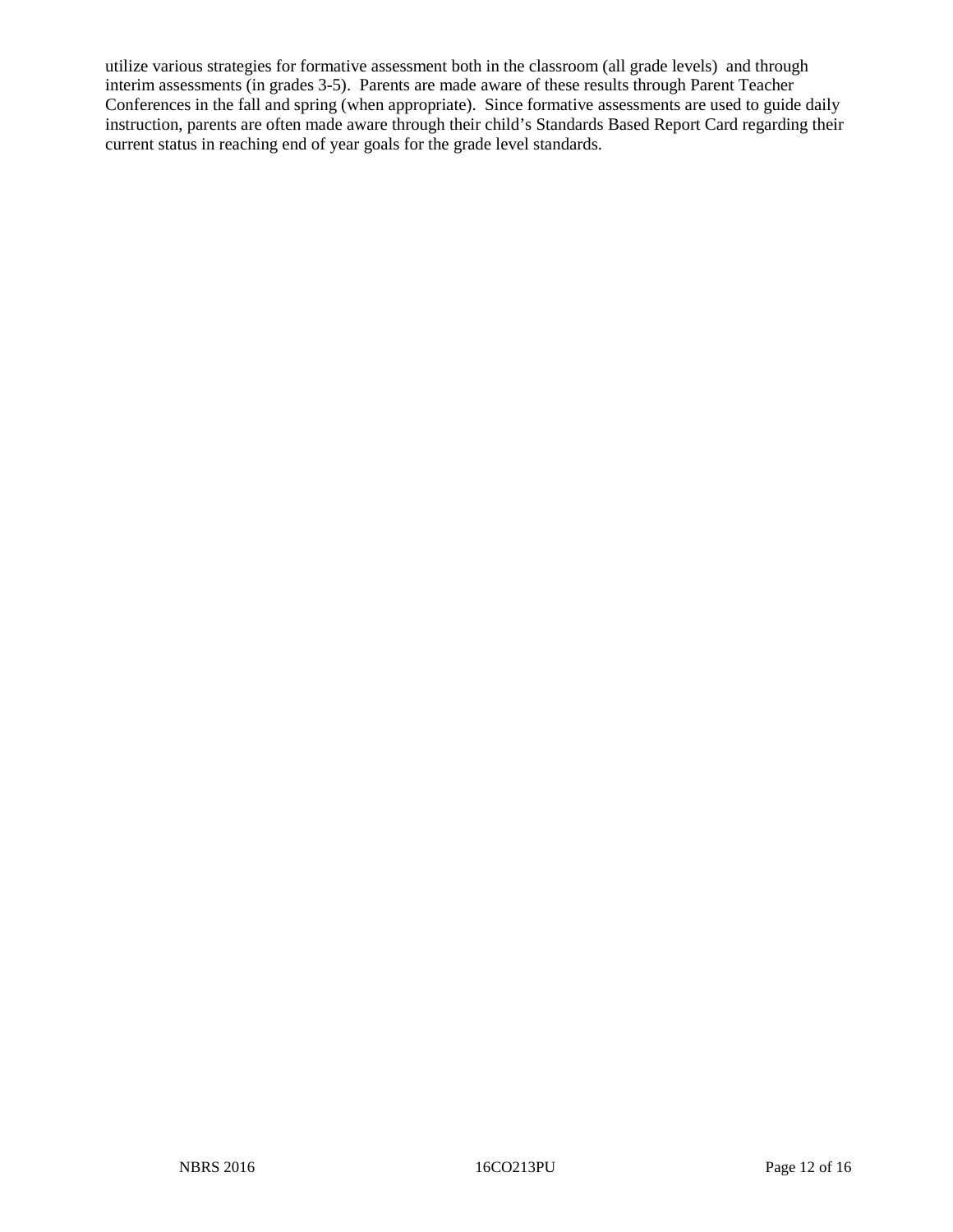utilize various strategies for formative assessment both in the classroom (all grade levels) and through interim assessments (in grades 3-5). Parents are made aware of these results through Parent Teacher Conferences in the fall and spring (when appropriate). Since formative assessments are used to guide daily instruction, parents are often made aware through their child's Standards Based Report Card regarding their current status in reaching end of year goals for the grade level standards.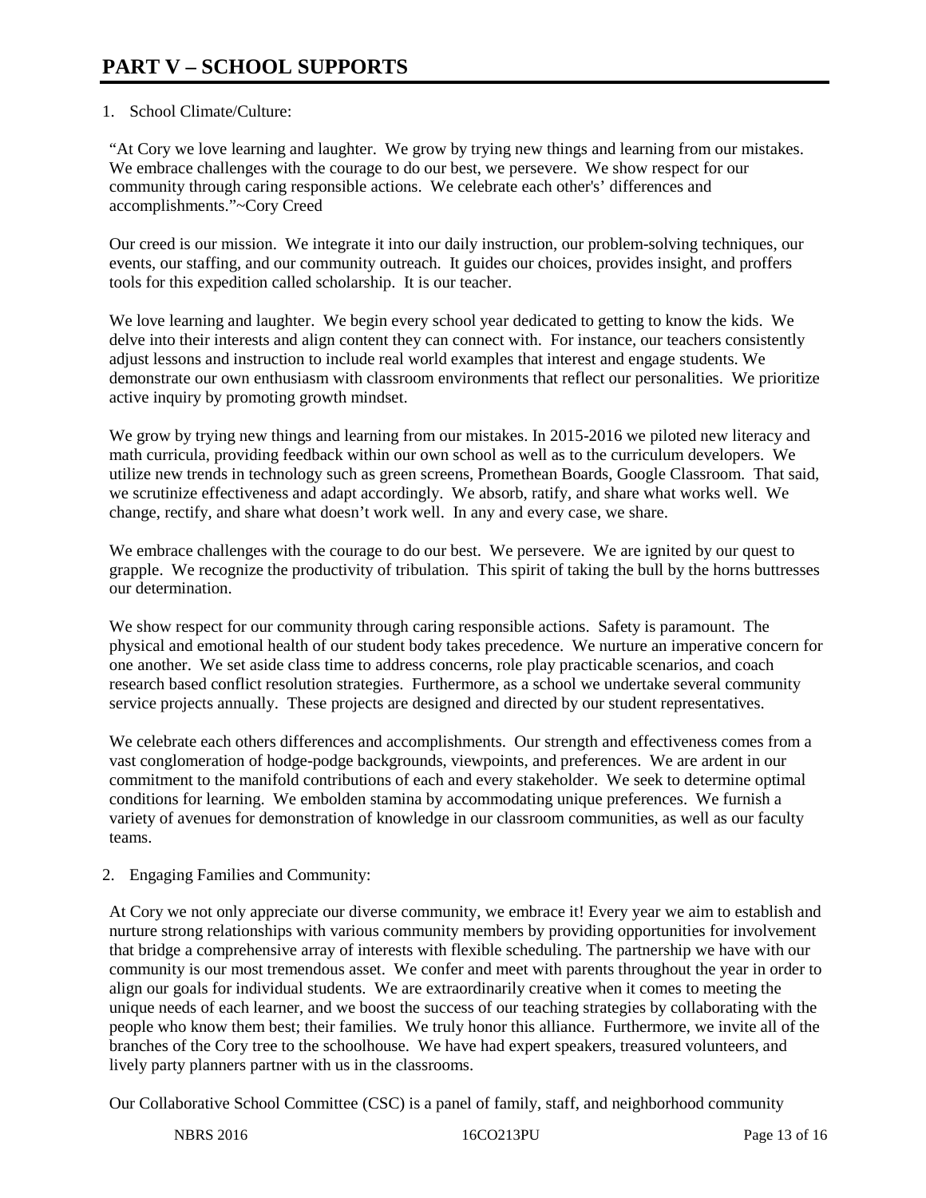# PART V – SCHOOL SUPPORTS

1. School Climate/Culture:

"At Cory we love learning and laughter. We grow by trying new things and learning from our mistakes. We embrace challenges with the courage to do our best, we persevere. We show respect for our community through caring responsible actions. We celebrate each other's' differences and accomplishments."~Cory Creed

Our creed is our mission. We integrate it into our daily instruction, our problem-solving techniques, our events, our staffing, and our community outreach. It guides our choices, provides insight, and proffers tools for this expedition called scholarship. It is our teacher.

We love learning and laughter. We begin every school year dedicated to getting to know the kids. We delve into their interests and align content they can connect with. For instance, our teachers consistently adjust lessons and instruction to include real world examples that interest and engage students. We demonstrate our own enthusiasm with classroom environments that reflect our personalities. We prioritize active inquiry by promoting growth mindset.

We grow by trying new things and learning from our mistakes. In 2015-2016 we piloted new literacy and math curricula, providing feedback within our own school as well as to the curriculum developers. We utilize new trends in technology such as green screens, Promethean Boards, Google Classroom. That said, we scrutinize effectiveness and adapt accordingly. We absorb, ratify, and share what works well. We change, rectify, and share what doesn't work well. In any and every case, we share.

We embrace challenges with the courage to do our best. We persevere. We are ignited by our quest to grapple. We recognize the productivity of tribulation. This spirit of taking the bull by the horns buttresses our determination.

We show respect for our community through caring responsible actions. Safety is paramount. The physical and emotional health of our student body takes precedence. We nurture an imperative concern for one another. We set aside class time to address concerns, role play practicable scenarios, and coach research based conflict resolution strategies. Furthermore, as a school we undertake several community service projects annually. These projects are designed and directed by our student representatives.

We celebrate each others differences and accomplishments. Our strength and effectiveness comes from a vast conglomeration of hodge-podge backgrounds, viewpoints, and preferences. We are ardent in our commitment to the manifold contributions of each and every stakeholder. We seek to determine optimal conditions for learning. We embolden stamina by accommodating unique preferences. We furnish a variety of avenues for demonstration of knowledge in our classroom communities, as well as our faculty teams.

2. Engaging Families and Community:

At Cory we not only appreciate our diverse community, we embrace it! Every year we aim to establish and nurture strong relationships with various community members by providing opportunities for involvement that bridge a comprehensive array of interests with flexible scheduling. The partnership we have with our community is our most tremendous asset. We confer and meet with parents throughout the year in order to align our goals for individual students. We are extraordinarily creative when it comes to meeting the unique needs of each learner, and we boost the success of our teaching strategies by collaborating with the people who know them best; their families. We truly honor this alliance. Furthermore, we invite all of the branches of the Cory tree to the schoolhouse. We have had expert speakers, treasured volunteers, and lively party planners partner with us in the classrooms.

Our Collaborative School Committee (CSC) is a panel of family, staff, and neighborhood community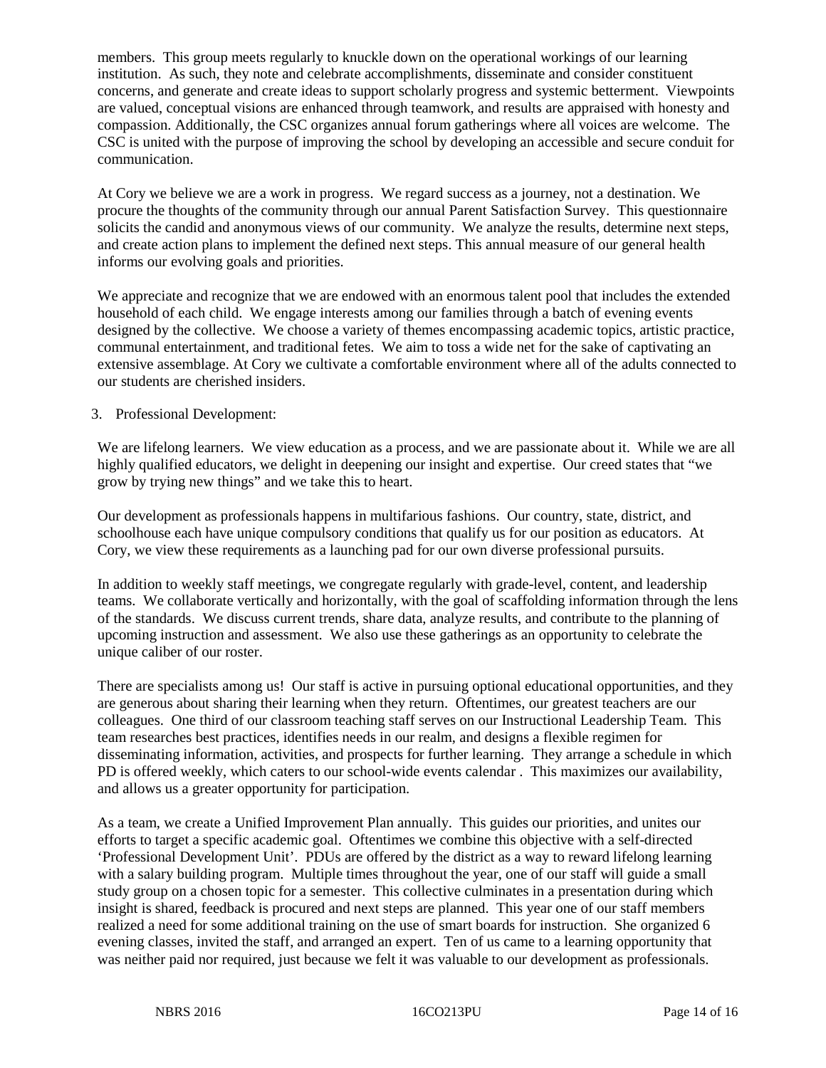members. This group meets regularly to knuckle down on the operational workings of our learning institution. As such, they note and celebrate accomplishments, disseminate and consider constituent concerns, and generate and create ideas to support scholarly progress and systemic betterment. Viewpoints are valued, conceptual visions are enhanced through teamwork, and results are appraised with honesty and compassion. Additionally, the CSC organizes annual forum gatherings where all voices are welcome. The CSC is united with the purpose of improving the school by developing an accessible and secure conduit for communication.

At Cory we believe we are a work in progress. We regard success as a journey, not a destination. We procure the thoughts of the community through our annual Parent Satisfaction Survey. This questionnaire solicits the candid and anonymous views of our community. We analyze the results, determine next steps, and create action plans to implement the defined next steps. This annual measure of our general health informs our evolving goals and priorities.

We appreciate and recognize that we are endowed with an enormous talent pool that includes the extended household of each child. We engage interests among our families through a batch of evening events designed by the collective. We choose a variety of themes encompassing academic topics, artistic practice, communal entertainment, and traditional fetes. We aim to toss a wide net for the sake of captivating an extensive assemblage. At Cory we cultivate a comfortable environment where all of the adults connected to our students are cherished insiders.

3. Professional Development:

We are lifelong learners. We view education as a process, and we are passionate about it. While we are all highly qualified educators, we delight in deepening our insight and expertise. Our creed states that "we grow by trying new things" and we take this to heart.

Our development as professionals happens in multifarious fashions. Our country, state, district, and schoolhouse each have unique compulsory conditions that qualify us for our position as educators. At Cory, we view these requirements as a launching pad for our own diverse professional pursuits.

In addition to weekly staff meetings, we congregate regularly with grade-level, content, and leadership teams. We collaborate vertically and horizontally, with the goal of scaffolding information through the lens of the standards. We discuss current trends, share data, analyze results, and contribute to the planning of upcoming instruction and assessment. We also use these gatherings as an opportunity to celebrate the unique caliber of our roster.

There are specialists among us! Our staff is active in pursuing optional educational opportunities, and they are generous about sharing their learning when they return. Oftentimes, our greatest teachers are our colleagues. One third of our classroom teaching staff serves on our Instructional Leadership Team. This team researches best practices, identifies needs in our realm, and designs a flexible regimen for disseminating information, activities, and prospects for further learning. They arrange a schedule in which PD is offered weekly, which caters to our school-wide events calendar . This maximizes our availability, and allows us a greater opportunity for participation.

As a team, we create a Unified Improvement Plan annually. This guides our priorities, and unites our efforts to target a specific academic goal. Oftentimes we combine this objective with a self-directed 'Professional Development Unit'. PDUs are offered by the district as a way to reward lifelong learning with a salary building program. Multiple times throughout the year, one of our staff will guide a small study group on a chosen topic for a semester. This collective culminates in a presentation during which insight is shared, feedback is procured and next steps are planned. This year one of our staff members realized a need for some additional training on the use of smart boards for instruction. She organized 6 evening classes, invited the staff, and arranged an expert. Ten of us came to a learning opportunity that was neither paid nor required, just because we felt it was valuable to our development as professionals.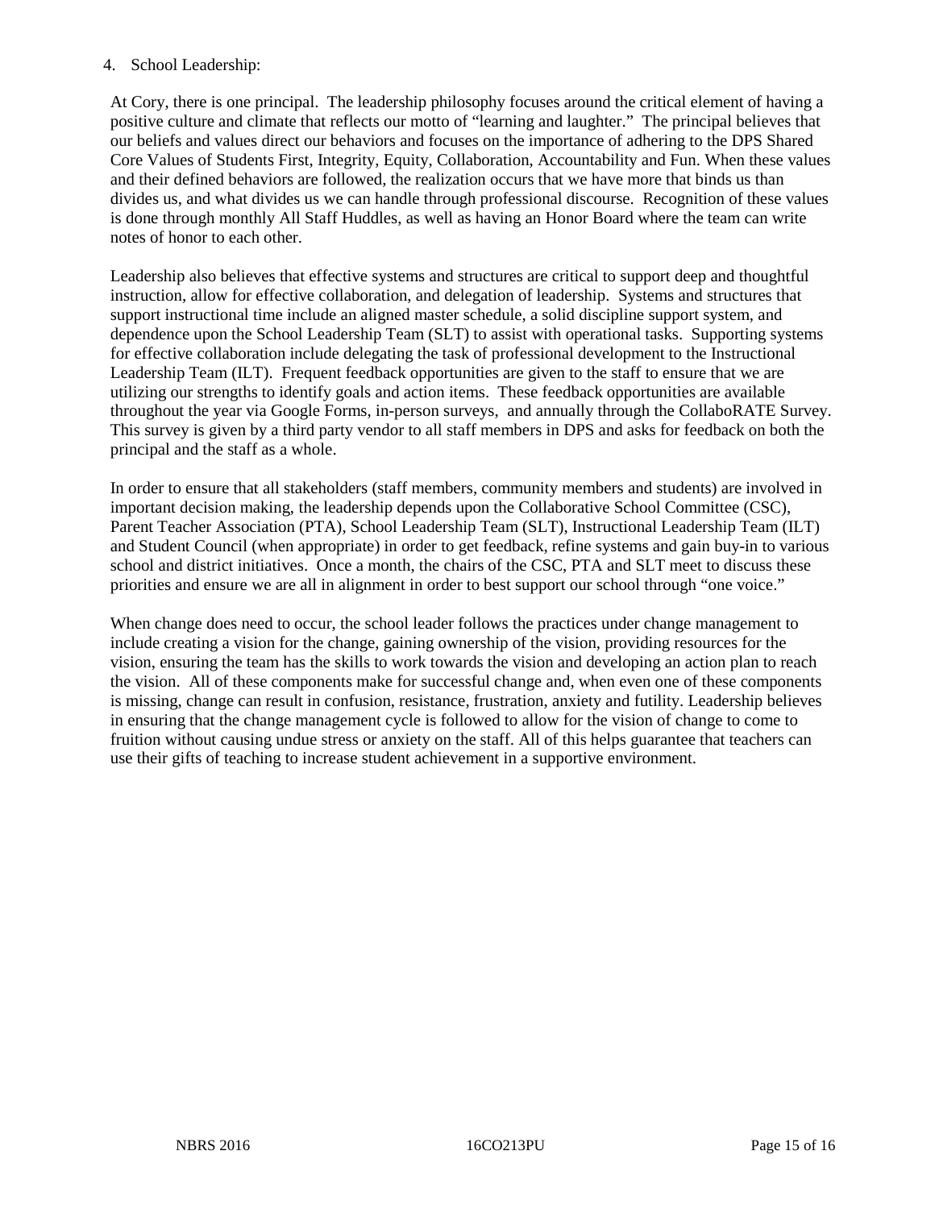4. School Leadership:

At Cory, there is one principal. The leadership philosophy focuses around the critical element of having a positive culture and climate that reflects our motto of "learning and laughter." The principal believes that our beliefs and values direct our behaviors and focuses on the importance of adhering to the DPS Shared Core Values of Students First, Integrity, Equity, Collaboration, Accountability and Fun. When these values and their defined behaviors are followed, the realization occurs that we have more that binds us than divides us, and what divides us we can handle through professional discourse. Recognition of these values is done through monthly All Staff Huddles, as well as having an Honor Board where the team can write notes of honor to each other.

Leadership also believes that effective systems and structures are critical to support deep and thoughtful instruction, allow for effective collaboration, and delegation of leadership. Systems and structures that support instructional time include an aligned master schedule, a solid discipline support system, and dependence upon the School Leadership Team (SLT) to assist with operational tasks. Supporting systems for effective collaboration include delegating the task of professional development to the Instructional Leadership Team (ILT). Frequent feedback opportunities are given to the staff to ensure that we are utilizing our strengths to identify goals and action items. These feedback opportunities are available throughout the year via Google Forms, in-person surveys, and annually through the CollaboRATE Survey. This survey is given by a third party vendor to all staff members in DPS and asks for feedback on both the principal and the staff as a whole.

In order to ensure that all stakeholders (staff members, community members and students) are involved in important decision making, the leadership depends upon the Collaborative School Committee (CSC), Parent Teacher Association (PTA), School Leadership Team (SLT), Instructional Leadership Team (ILT) and Student Council (when appropriate) in order to get feedback, refine systems and gain buy-in to various school and district initiatives. Once a month, the chairs of the CSC, PTA and SLT meet to discuss these priorities and ensure we are all in alignment in order to best support our school through "one voice."

When change does need to occur, the school leader follows the practices under change management to include creating a vision for the change, gaining ownership of the vision, providing resources for the vision, ensuring the team has the skills to work towards the vision and developing an action plan to reach the vision. All of these components make for successful change and, when even one of these components is missing, change can result in confusion, resistance, frustration, anxiety and futility. Leadership believes in ensuring that the change management cycle is followed to allow for the vision of change to come to fruition without causing undue stress or anxiety on the staff. All of this helps guarantee that teachers can use their gifts of teaching to increase student achievement in a supportive environment.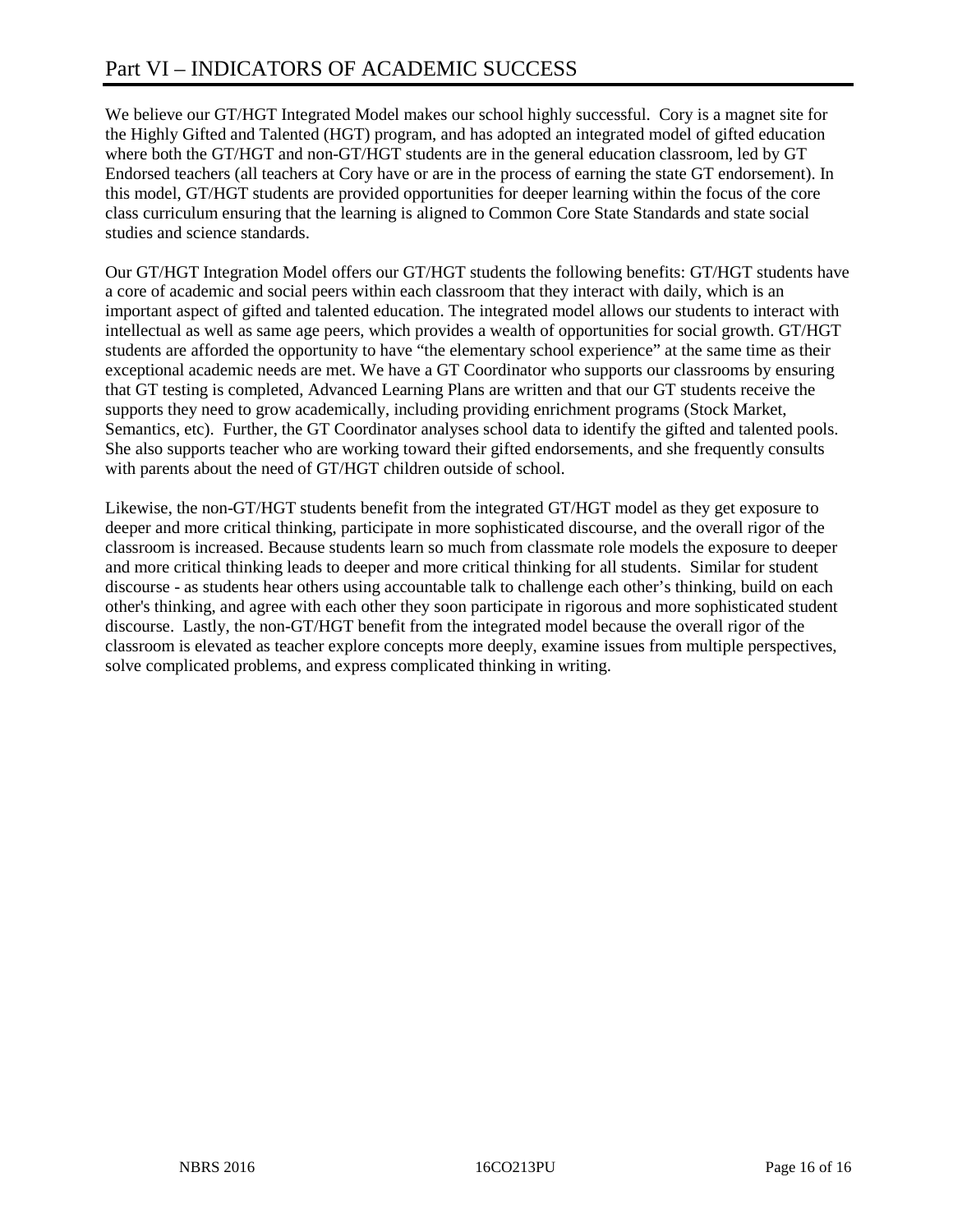# Part VI – INDICATORS OF ACADEMIC SUCCESS

We believe our GT/HGT Integrated Model makes our school highly successful. Cory is a magnet site for the Highly Gifted and Talented (HGT) program, and has adopted an integrated model of gifted education where both the GT/HGT and non-GT/HGT students are in the general education classroom, led by GT Endorsed teachers (all teachers at Cory have or are in the process of earning the state GT endorsement). In this model, GT/HGT students are provided opportunities for deeper learning within the focus of the core class curriculum ensuring that the learning is aligned to Common Core State Standards and state social studies and science standards.

Our GT/HGT Integration Model offers our GT/HGT students the following benefits: GT/HGT students have a core of academic and social peers within each classroom that they interact with daily, which is an important aspect of gifted and talented education. The integrated model allows our students to interact with intellectual as well as same age peers, which provides a wealth of opportunities for social growth. GT/HGT students are afforded the opportunity to have "the elementary school experience" at the same time as their exceptional academic needs are met. We have a GT Coordinator who supports our classrooms by ensuring that GT testing is completed, Advanced Learning Plans are written and that our GT students receive the supports they need to grow academically, including providing enrichment programs (Stock Market, Semantics, etc). Further, the GT Coordinator analyses school data to identify the gifted and talented pools. She also supports teacher who are working toward their gifted endorsements, and she frequently consults with parents about the need of GT/HGT children outside of school.

Likewise, the non-GT/HGT students benefit from the integrated GT/HGT model as they get exposure to deeper and more critical thinking, participate in more sophisticated discourse, and the overall rigor of the classroom is increased. Because students learn so much from classmate role models the exposure to deeper and more critical thinking leads to deeper and more critical thinking for all students. Similar for student discourse - as students hear others using accountable talk to challenge each other's thinking, build on each other's thinking, and agree with each other they soon participate in rigorous and more sophisticated student discourse. Lastly, the non-GT/HGT benefit from the integrated model because the overall rigor of the classroom is elevated as teacher explore concepts more deeply, examine issues from multiple perspectives, solve complicated problems, and express complicated thinking in writing.